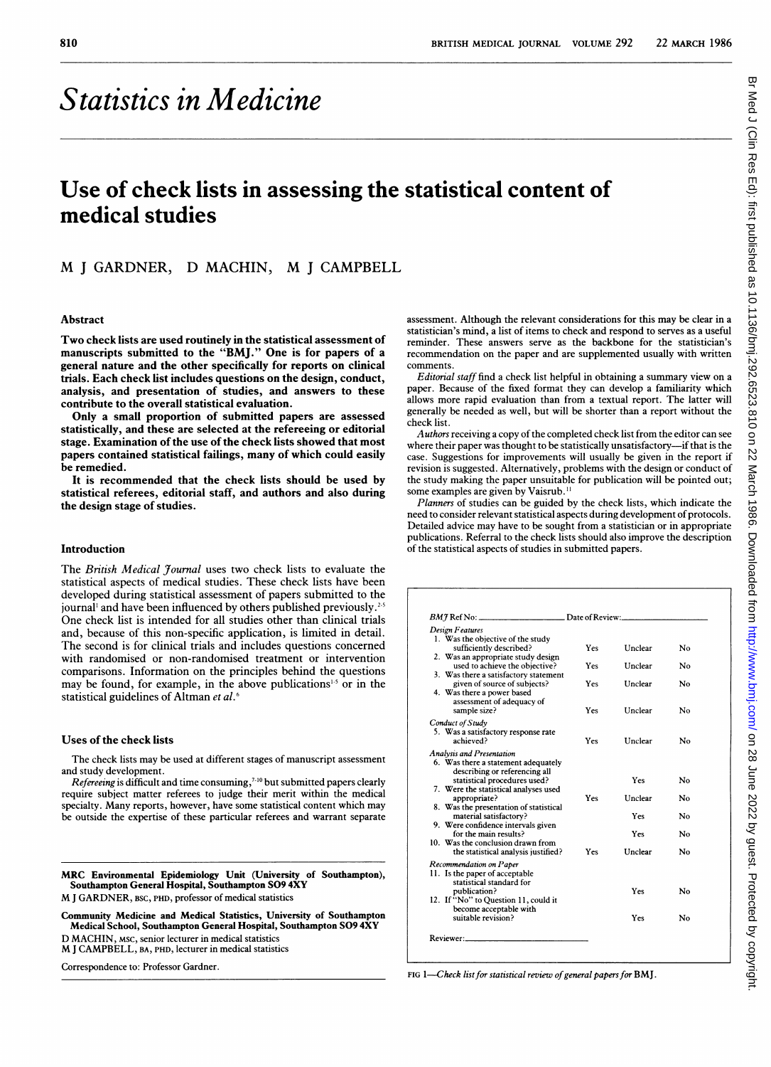# Statistics in Medicine

## Use of check lists in assessing the statistical content of medical studies

M J GARDNER, D MACHIN, M J CAMPBELL

### Abstract

**Two check lists are used routinely in the statistical assessment of manuscripts submitted to the "BMJ." One is for papers of a general nature and the other specifically for reports on clinical trials. Each check list includes questions on the design, conduct, analysis, and presentation of studies, and answers to these contribute to the overall statistical evaluation.**

**Only a small proportion of submitted papers are assessed statistically, and these are selected at the refereeing or editorial stage. Examination of the use of the check lists showed that most papers contained statistical failings, many of which could easily be remedied.**

**It is recommended that the check lists should be used by statistical referees, editorial staff, and authors and also during the design stage of studies.**

### Introduction

The *British Medical Journal* uses two check lists to evaluate the statistical aspects of medical studies. These check lists have been developed during statistical assessment of papers submitted to the journal[1] and have been influenced by others published previously.[2-5] One check list is intended for all studies other than clinical trials and, because of this non-specific application, is limited in detail. The second is for clinical trials and includes questions concerned with randomised or non-randomised treatment or intervention comparisons. Information on the principles behind the questions may be found, for example, in the above publications[1-5] or in the statistical guidelines of Altman *et al*.[6]

### Uses of the check lists

The check lists may be used at different stages of manuscript assessment and study development.

*Refereeing* is difficult and time consuming,[7-10] but submitted papers clearly require subject matter referees to judge their merit within the medical specialty. Many reports, however, have some statistical content which may be outside the expertise of these particular referees and warrant separate assessment. Although the relevant considerations for this may be clear in a statistician's mind, a list of items to check and respond to serves as a useful reminder. These answers serve as the backbone for the statistician's recommendation on the paper and are supplemented usually with written comments.

*Editorial staff* find a check list helpful in obtaining a summary view on a paper. Because of the fixed format they can develop a familiarity which allows more rapid evaluation than from a textual report. The latter will generally be needed as well, but will be shorter than a report without the check list.

*Authors* receiving a copy of the completed check list from the editor can see where their paper was thought to be statistically unsatisfactory—if that is the case. Suggestions for improvements will usually be given in the report if revision is suggested. Alternatively, problems with the design or conduct of the study making the paper unsuitable for publication will be pointed out; some examples are given by Vaisrub.[11]

*Planners* of studies can be guided by the check lists, which indicate the need to consider relevant statistical aspects during development of protocols. Detailed advice may have to be sought from a statistician or in appropriate publications. Referral to the check lists should also improve the description of the statistical aspects of studies in submitted papers.

*BMJ* Ref No: \_\_\_\_\_\_\_\_\_\_ Date of Review: \_\_\_\_\_\_\_\_\_\_

| | | | |
|---|---|---|---|
| *Design Features* | | | |
| 1. Was the objective of the study sufficiently described? | Yes | Unclear | No |
| 2. Was an appropriate study design used to achieve the objective? | Yes | Unclear | No |
| 3. Was there a satisfactory statement given of source of subjects? | Yes | Unclear | No |
| 4. Was there a power based assessment of adequacy of sample size? | Yes | Unclear | No |
| *Conduct of Study* | | | |
| 5. Was a satisfactory response rate achieved? | Yes | Unclear | No |
| *Analysis and Presentation* | | | |
| 6. Was there a statement adequately describing or referencing all statistical procedures used? | | Yes | No |
| 7. Were the statistical analyses used appropriate? | Yes | Unclear | No |
| 8. Was the presentation of statistical material satisfactory? | | Yes | No |
| 9. Were confidence intervals given for the main results? | | Yes | No |
| 10. Was the conclusion drawn from the statistical analysis justified? | Yes | Unclear | No |
| *Recommendation on Paper* | | | |
| 11. Is the paper of acceptable statistical standard for publication? | | Yes | No |
| 12. If "No" to Question 11, could it become acceptable with suitable revision? | | Yes | No |

Reviewer: \_\_\_\_\_\_\_\_\_\_

FIG 1—*Check list for statistical review of general papers for* BMJ.

---

**MRC Environmental Epidemiology Unit (University of Southampton), Southampton General Hospital, Southampton SO9 4XY**

M J GARDNER, BSC, PHD, professor of medical statistics

**Community Medicine and Medical Statistics, University of Southampton Medical School, Southampton General Hospital, Southampton SO9 4XY**

D MACHIN, MSC, senior lecturer in medical statistics

M J CAMPBELL, BA, PHD, lecturer in medical statistics

Correspondence to: Professor Gardner.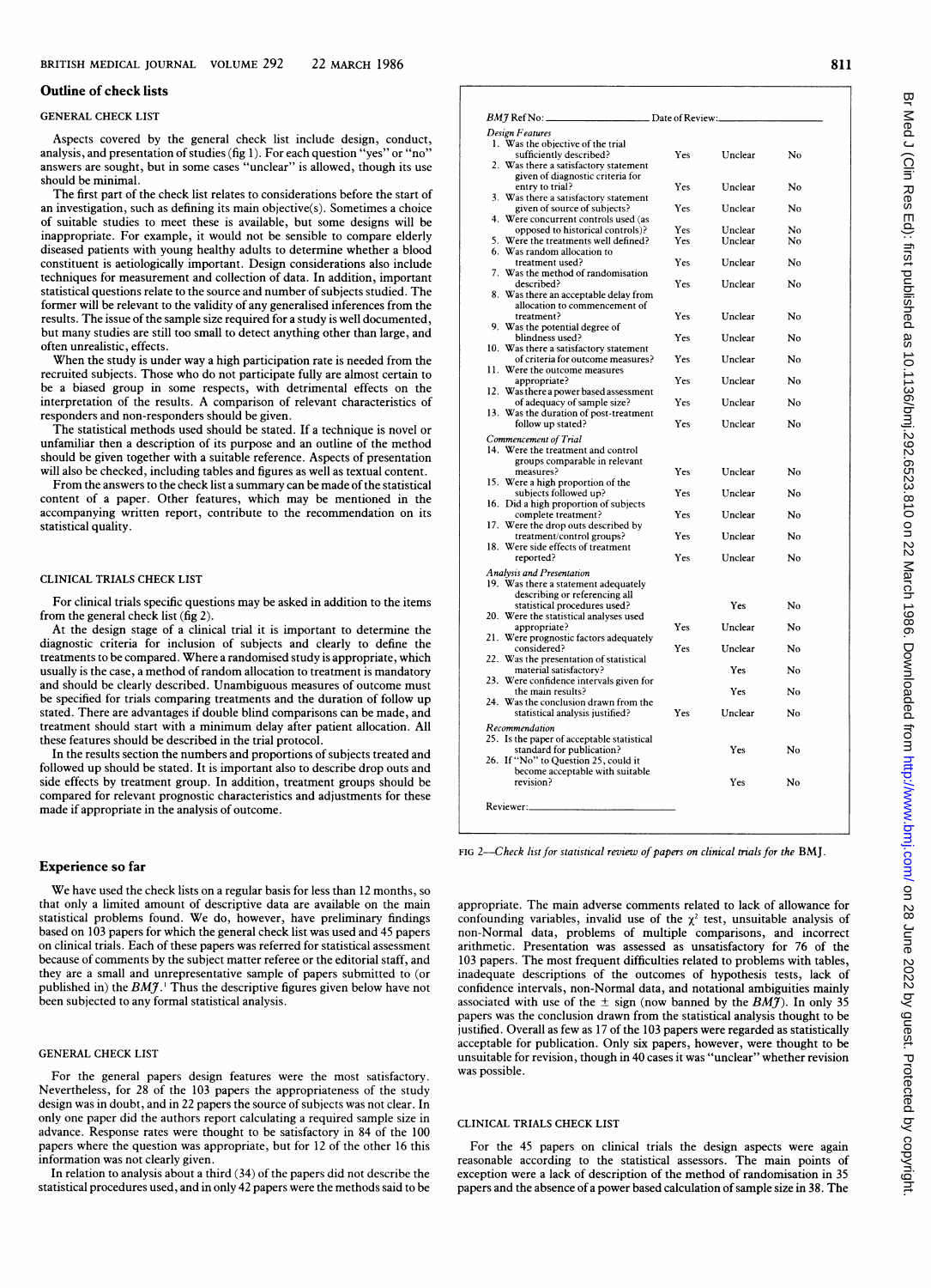## Outline of check lists

### GENERAL CHECK LIST

Aspects covered by the general check list include design, conduct, analysis, and presentation of studies (fig 1). For each question "yes" or "no" answers are sought, but in some cases "unclear" is allowed, though its use should be minimal.

The first part of the check list relates to considerations before the start of an investigation, such as defining its main objective(s). Sometimes a choice of suitable studies to meet these is available, but some designs will be inappropriate. For example, it would not be sensible to compare elderly diseased patients with young healthy adults to determine whether a blood constituent is aetiologically important. Design considerations also include techniques for measurement and collection of data. In addition, important statistical questions relate to the source and number of subjects studied. The former will be relevant to the validity of any generalised inferences from the results. The issue of the sample size required for a study is well documented, but many studies are still too small to detect anything other than large, and often unrealistic, effects.

When the study is under way a high participation rate is needed from the recruited subjects. Those who do not participate fully are almost certain to be a biased group in some respects, with detrimental effects on the interpretation of the results. A comparison of relevant characteristics of responders and non-responders should be given.

The statistical methods used should be stated. If a technique is novel or unfamiliar then a description of its purpose and an outline of the method should be given together with a suitable reference. Aspects of presentation will also be checked, including tables and figures as well as textual content.

From the answers to the check list a summary can be made of the statistical content of a paper. Other features, which may be mentioned in the accompanying written report, contribute to the recommendation on its statistical quality.

### CLINICAL TRIALS CHECK LIST

For clinical trials specific questions may be asked in addition to the items from the general check list (fig 2).

At the design stage of a clinical trial it is important to determine the diagnostic criteria for inclusion of subjects and clearly to define the treatments to be compared. Where a randomised study is appropriate, which usually is the case, a method of random allocation to treatment is mandatory and should be clearly described. Unambiguous measures of outcome must be specified for trials comparing treatments and the duration of follow up stated. There are advantages if double blind comparisons can be made, and treatment should start with a minimum delay after patient allocation. All these features should be described in the trial protocol.

In the results section the numbers and proportions of subjects treated and followed up should be stated. It is important also to describe drop outs and side effects by treatment group. In addition, treatment groups should be compared for relevant prognostic characteristics and adjustments for these made if appropriate in the analysis of outcome.

*BMJ* Ref No: \_\_\_\_\_\_\_\_\_\_ Date of Review: \_\_\_\_\_\_\_\_\_\_

| | | | |
|---|---|---|---|
| *Design Features* | | | |
| 1. Was the objective of the trial sufficiently described? | Yes | Unclear | No |
| 2. Was there a satisfactory statement given of diagnostic criteria for entry to trial? | Yes | Unclear | No |
| 3. Was there a satisfactory statement given of source of subjects? | Yes | Unclear | No |
| 4. Were concurrent controls used (as opposed to historical controls)? | Yes | Unclear | No |
| 5. Were the treatments well defined? | Yes | Unclear | No |
| 6. Was random allocation to treatment used? | Yes | Unclear | No |
| 7. Was the method of randomisation described? | Yes | Unclear | No |
| 8. Was there an acceptable delay from allocation to commencement of treatment? | Yes | Unclear | No |
| 9. Was the potential degree of blindness used? | Yes | Unclear | No |
| 10. Was there a satisfactory statement of criteria for outcome measures? | Yes | Unclear | No |
| 11. Were the outcome measures appropriate? | Yes | Unclear | No |
| 12. Was there a power based assessment of adequacy of sample size? | Yes | Unclear | No |
| 13. Was the duration of post-treatment follow up stated? | Yes | Unclear | No |
| *Commencement of Trial* | | | |
| 14. Were the treatment and control groups comparable in relevant measures? | Yes | Unclear | No |
| 15. Were a high proportion of the subjects followed up? | Yes | Unclear | No |
| 16. Did a high proportion of subjects complete treatment? | Yes | Unclear | No |
| 17. Were the drop outs described by treatment/control groups? | Yes | Unclear | No |
| 18. Were side effects of treatment reported? | Yes | Unclear | No |
| *Analysis and Presentation* | | | |
| 19. Was there a statement adequately describing or referencing all statistical procedures used? | | Yes | No |
| 20. Were the statistical analyses used appropriate? | Yes | Unclear | No |
| 21. Were prognostic factors adequately considered? | Yes | Unclear | No |
| 22. Was the presentation of statistical material satisfactory? | | Yes | No |
| 23. Were confidence intervals given for the main results? | | Yes | No |
| 24. Was the conclusion drawn from the statistical analysis justified? | Yes | Unclear | No |
| *Recommendation* | | | |
| 25. Is the paper of acceptable statistical standard for publication? | | Yes | No |
| 26. If "No" to Question 25, could it become acceptable with suitable revision? | | Yes | No |

Reviewer: \_\_\_\_\_\_\_\_\_\_

FIG 2—*Check list for statistical review of papers on clinical trials for the* BMJ.

## Experience so far

We have used the check lists on a regular basis for less than 12 months, so that only a limited amount of descriptive data are available on the main statistical problems found. We do, however, have preliminary findings based on 103 papers for which the general check list was used and 45 papers on clinical trials. Each of these papers was referred for statistical assessment because of comments by the subject matter referee or the editorial staff, and they are a small and unrepresentative sample of papers submitted to (or published in) the *BMJ*.[1] Thus the descriptive figures given below have not been subjected to any formal statistical analysis.

### GENERAL CHECK LIST

For the general papers design features were the most satisfactory. Nevertheless, for 28 of the 103 papers the appropriateness of the study design was in doubt, and in 22 papers the source of subjects was not clear. In only one paper did the authors report calculating a required sample size in advance. Response rates were thought to be satisfactory in 84 of the 100 papers where the question was appropriate, but for 12 of the other 16 this information was not clearly given.

In relation to analysis about a third (34) of the papers did not describe the statistical procedures used, and in only 42 papers were the methods said to be appropriate. The main adverse comments related to lack of allowance for confounding variables, invalid use of the $\chi^2$ test, unsuitable analysis of non-Normal data, problems of multiple comparisons, and incorrect arithmetic. Presentation was assessed as unsatisfactory for 76 of the 103 papers. The most frequent difficulties related to problems with tables, inadequate descriptions of the outcomes of hypothesis tests, lack of confidence intervals, non-Normal data, and notational ambiguities mainly associated with use of the ± sign (now banned by the *BMJ*). In only 35 papers was the conclusion drawn from the statistical analysis thought to be justified. Overall as few as 17 of the 103 papers were regarded as statistically acceptable for publication. Only six papers, however, were thought to be unsuitable for revision, though in 40 cases it was "unclear" whether revision was possible.

### CLINICAL TRIALS CHECK LIST

For the 45 papers on clinical trials the design aspects were again reasonable according to the statistical assessors. The main points of exception were a lack of description of the method of randomisation in 35 papers and the absence of a power based calculation of sample size in 38. The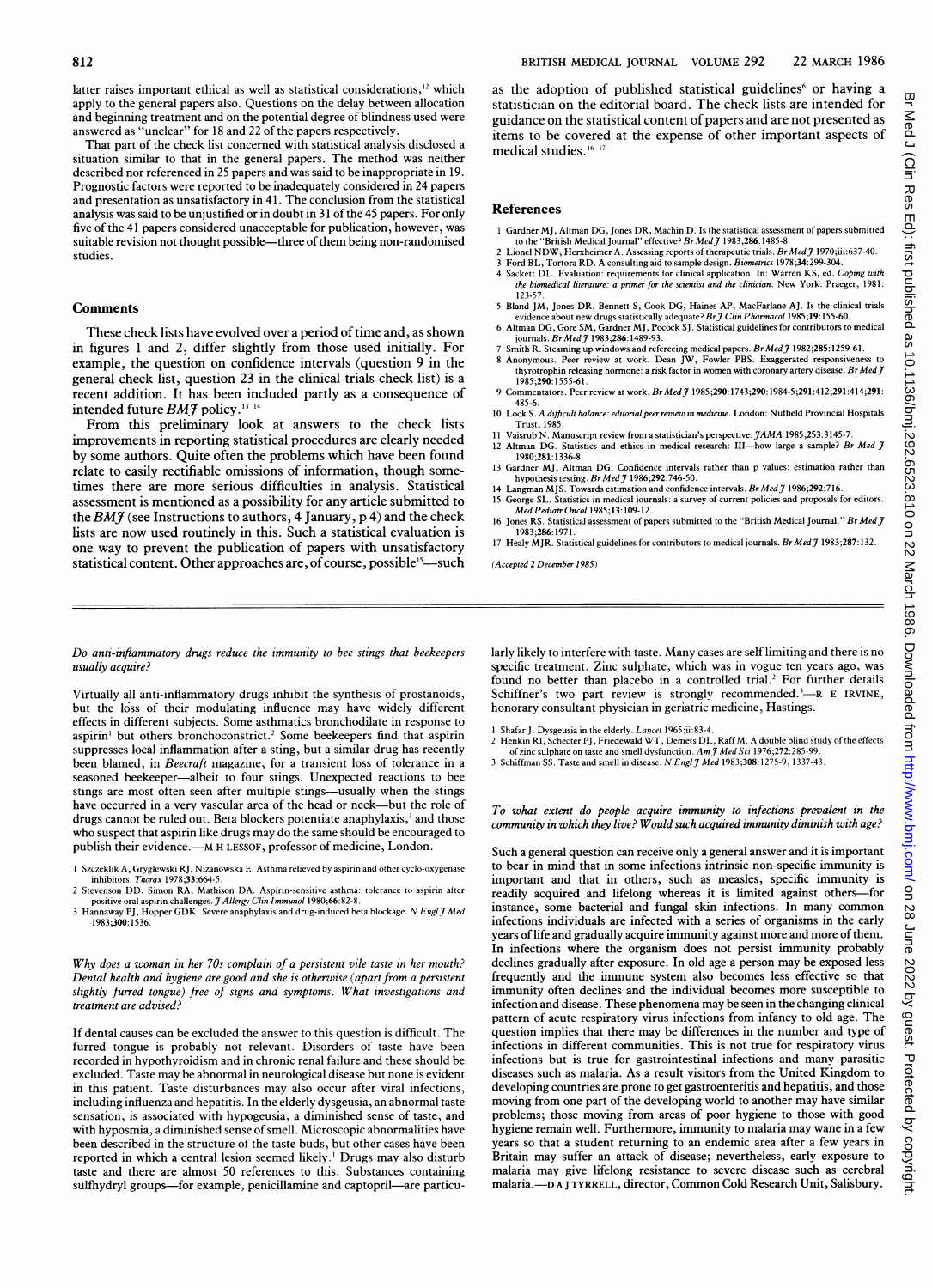latter raises important ethical as well as statistical considerations,[12] which apply to the general papers also. Questions on the delay between allocation and beginning treatment and on the potential degree of blindness used were answered as "unclear" for 18 and 22 of the papers respectively.

That part of the check list concerned with statistical analysis disclosed a situation similar to that in the general papers. The method was neither described nor referenced in 25 papers and was said to be inappropriate in 19. Prognostic factors were reported to be inadequately considered in 24 papers and presentation as unsatisfactory in 41. The conclusion from the statistical analysis was said to be unjustified or in doubt in 31 of the 45 papers. For only five of the 41 papers considered unacceptable for publication, however, was suitable revision not thought possible—three of them being non-randomised studies.

## Comments

These check lists have evolved over a period of time and, as shown in figures 1 and 2, differ slightly from those used initially. For example, the question on confidence intervals (question 9 in the general check list, question 23 in the clinical trials check list) is a recent addition. It has been included partly as a consequence of intended future *BMJ* policy.[13 14]

From this preliminary look at answers to the check lists improvements in reporting statistical procedures are clearly needed by some authors. Quite often the problems which have been found relate to easily rectifiable omissions of information, though sometimes there are more serious difficulties in analysis. Statistical assessment is mentioned as a possibility for any article submitted to the *BMJ* (see Instructions to authors, 4 January, p 4) and the check lists are now used routinely in this. Such a statistical evaluation is one way to prevent the publication of papers with unsatisfactory statistical content. Other approaches are, of course, possible[15]—such as the adoption of published statistical guidelines[6] or having a statistician on the editorial board. The check lists are intended for guidance on the statistical content of papers and are not presented as items to be covered at the expense of other important aspects of medical studies.[16 17]

## References

1 Gardner MJ, Altman DG, Jones DR, Machin D. Is the statistical assessment of papers submitted to the "British Medical Journal" effective? *Br Med J* 1983;286:1485-8.
2 Lionel NDW, Herxheimer A. Assessing reports of therapeutic trials. *Br Med J* 1970;iii:637-40.
3 Ford BL, Tortora RD. A consulting aid to sample design. *Biometrics* 1978;34:299-304.
4 Sackett DL. Evaluation: requirements for clinical application. In: Warren KS, ed. *Coping with the biomedical literature: a primer for the scientist and the clinician.* New York: Praeger, 1981: 123-57.
5 Bland JM, Jones DR, Bennett S, Cook DG, Haines AP, MacFarlane AJ. Is the clinical trials evidence about new drugs statistically adequate? *Br J Clin Pharmacol* 1985;19:155-60.
6 Altman DG, Gore SM, Gardner MJ, Pocock SJ. Statistical guidelines for contributors to medical journals. *Br Med J* 1983;286:1489-93.
7 Smith R. Steaming up windows and refereeing medical papers. *Br Med J* 1982;285:1259-61.
8 Anonymous. Peer review at work. Dean JW, Fowler PBS. Exaggerated responsiveness to thyrotrophin releasing hormone: a risk factor in women with coronary artery disease. *Br Med J* 1985;290:1555-61.
9 Commentators. Peer review at work. *Br Med J* 1985;290:1743;290:1984-5;291:412;291:414;291: 485-6.
10 Lock S. *A difficult balance: editorial peer review in medicine.* London: Nuffield Provincial Hospitals Trust, 1985.
11 Vaisrub N. Manuscript review from a statistician's perspective. *JAMA* 1985;253:3145-7.
12 Altman DG. Statistics and ethics in medical research: III—how large a sample? *Br Med J* 1980;281:1336-8.
13 Gardner MJ, Altman DG. Confidence intervals rather than p values: estimation rather than hypothesis testing. *Br Med J* 1986;292:746-50.
14 Langman MJS. Towards estimation and confidence intervals. *Br Med J* 1986;292:716.
15 George SL. Statistics in medical journals: a survey of current policies and proposals for editors. *Med Pediatr Oncol* 1985;13:109-12.
16 Jones RS. Statistical assessment of papers submitted to the "British Medical Journal." *Br Med J* 1983;286:1971.
17 Healy MJR. Statistical guidelines for contributors to medical journals. *Br Med J* 1983;287:132.

*(Accepted 2 December 1985)*

---

*Do anti-inflammatory drugs reduce the immunity to bee stings that beekeepers usually acquire?*

Virtually all anti-inflammatory drugs inhibit the synthesis of prostanoids, but the loss of their modulating influence may have widely different effects in different subjects. Some asthmatics bronchodilate in response to aspirin[1] but others bronchoconstrict.[2] Some beekeepers find that aspirin suppresses local inflammation after a sting, but a similar drug has recently been blamed, in *Beecraft* magazine, for a transient loss of tolerance in a seasoned beekeeper—albeit to four stings. Unexpected reactions to bee stings are most often seen after multiple stings—usually when the stings have occurred in a very vascular area of the head or neck—but the role of drugs cannot be ruled out. Beta blockers potentiate anaphylaxis,[3] and those who suspect that aspirin like drugs may do the same should be encouraged to publish their evidence.—M H LESSOF, professor of medicine, London.

1 Szczeklik A, Gryglewski RJ, Nizanowska E. Asthma relieved by aspirin and other cyclo-oxygenase inhibitors. *Thorax* 1978;33:664-5.
2 Stevenson DD, Simon RA, Mathison DA. Aspirin-sensitive asthma: tolerance to aspirin after positive oral aspirin challenges. *J Allergy Clin Immunol* 1980;66:82-8.
3 Hannaway PJ, Hopper GDK. Severe anaphylaxis and drug-induced beta blockage. *N Engl J Med* 1983;300:1536.

*Why does a woman in her 70s complain of a persistent vile taste in her mouth? Dental health and hygiene are good and she is otherwise (apart from a persistent slightly furred tongue) free of signs and symptoms. What investigations and treatment are advised?*

If dental causes can be excluded the answer to this question is difficult. The furred tongue is probably not relevant. Disorders of taste have been recorded in hypothyroidism and in chronic renal failure and these should be excluded. Taste may be abnormal in neurological disease but none is evident in this patient. Taste disturbances may also occur after viral infections, including influenza and hepatitis. In the elderly dysgeusia, an abnormal taste sensation, is associated with hypogeusia, a diminished sense of taste, and with hyposmia, a diminished sense of smell. Microscopic abnormalities have been described in the structure of the taste buds, but other cases have been reported in which a central lesion seemed likely.[1] Drugs may also disturb taste and there are almost 50 references to this. Substances containing sulfhydryl groups—for example, penicillamine and captopril—are particularly likely to interfere with taste. Many cases are self limiting and there is no specific treatment. Zinc sulphate, which was in vogue ten years ago, was found no better than placebo in a controlled trial.[2] For further details Schiffner's two part review is strongly recommended.[3]—R E IRVINE, honorary consultant physician in geriatric medicine, Hastings.

1 Shafar J. Dysgeusia in the elderly. *Lancet* 1965;ii:83-4.
2 Henkin RI, Schecter PJ, Friedewald WT, Demets DL, Raff M. A double blind study of the effects of zinc sulphate on taste and smell dysfunction. *Am J Med Sci* 1976;272:285-99.
3 Schiffman SS. Taste and smell in disease. *N Engl J Med* 1983;308:1275-9, 1337-43.

*To what extent do people acquire immunity to infections prevalent in the community in which they live? Would such acquired immunity diminish with age?*

Such a general question can receive only a general answer and it is important to bear in mind that in some infections intrinsic non-specific immunity is important and that in others, such as measles, specific immunity is readily acquired and lifelong whereas it is limited against others—for instance, some bacterial and fungal skin infections. In many common infections individuals are infected with a series of organisms in the early years of life and gradually acquire immunity against more and more of them. In infections where the organism does not persist immunity probably declines gradually after exposure. In old age a person may be exposed less frequently and the immune system also becomes less effective so that immunity often declines and the individual becomes more susceptible to infection and disease. These phenomena may be seen in the changing clinical pattern of acute respiratory virus infections from infancy to old age. The question implies that there may be differences in the number and type of infections in different communities. This is not true for respiratory virus infections but is true for gastrointestinal infections and many parasitic diseases such as malaria. As a result visitors from the United Kingdom to developing countries are prone to get gastroenteritis and hepatitis, and those moving from one part of the developing world to another may have similar problems; those moving from areas of poor hygiene to those with good hygiene remain well. Furthermore, immunity to malaria may wane in a few years so that a student returning to an endemic area after a few years in Britain may suffer an attack of disease; nevertheless, early exposure to malaria may give lifelong resistance to severe disease such as cerebral malaria.—D A J TYRRELL, director, Common Cold Research Unit, Salisbury.